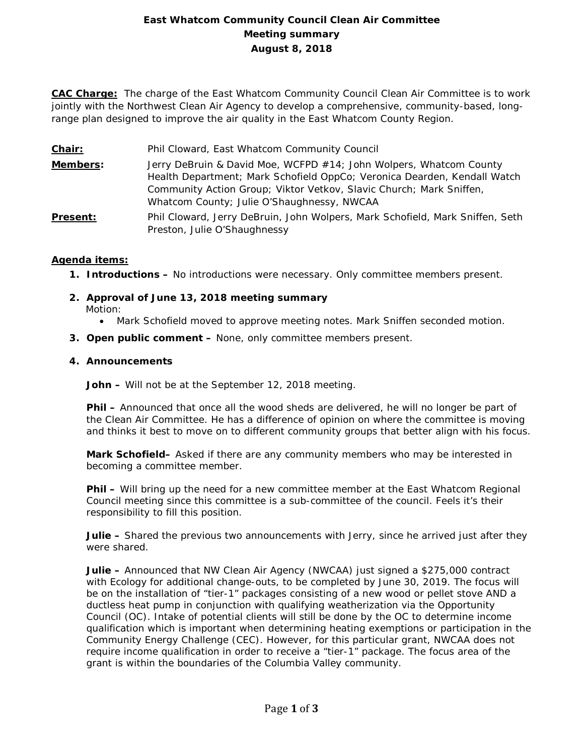# East Whatcom Community Council Clean Air Committee
## Meeting summary
## August 8, 2018

**CAC Charge:** The charge of the East Whatcom Community Council Clean Air Committee is to work jointly with the Northwest Clean Air Agency to develop a comprehensive, community-based, long-range plan designed to improve the air quality in the East Whatcom County Region.

**Chair:** Phil Cloward, East Whatcom Community Council

**Members:** Jerry DeBruin & David Moe, WCFPD #14; John Wolpers, Whatcom County Health Department; Mark Schofield OppCo; Veronica Dearden, Kendall Watch Community Action Group; Viktor Vetkov, Slavic Church; Mark Sniffen, Whatcom County; Julie O'Shaughnessy, NWCAA

**Present:** Phil Cloward, Jerry DeBruin, John Wolpers, Mark Schofield, Mark Sniffen, Seth Preston, Julie O'Shaughnessy

**Agenda items:**

1. **Introductions –** No introductions were necessary. Only committee members present.
2. **Approval of June 13, 2018 meeting summary**
   Motion:
   - Mark Schofield moved to approve meeting notes. Mark Sniffen seconded motion.
3. **Open public comment –** None, only committee members present.
4. **Announcements**

   **John –** Will not be at the September 12, 2018 meeting.

   **Phil –** Announced that once all the wood sheds are delivered, he will no longer be part of the Clean Air Committee. He has a difference of opinion on where the committee is moving and thinks it best to move on to different community groups that better align with his focus.

   **Mark Schofield–** Asked if there are any community members who may be interested in becoming a committee member.

   **Phil –** Will bring up the need for a new committee member at the East Whatcom Regional Council meeting since this committee is a sub-committee of the council. Feels it's their responsibility to fill this position.

   **Julie –** Shared the previous two announcements with Jerry, since he arrived just after they were shared.

   **Julie –** Announced that NW Clean Air Agency (NWCAA) just signed a $275,000 contract with Ecology for additional change-outs, to be completed by June 30, 2019. The focus will be on the installation of "tier-1" packages consisting of a new wood or pellet stove AND a ductless heat pump in conjunction with qualifying weatherization via the Opportunity Council (OC). Intake of potential clients will still be done by the OC to determine income qualification which is important when determining heating exemptions or participation in the Community Energy Challenge (CEC). However, for this particular grant, NWCAA does not require income qualification in order to receive a "tier-1" package. The focus area of the grant is within the boundaries of the Columbia Valley community.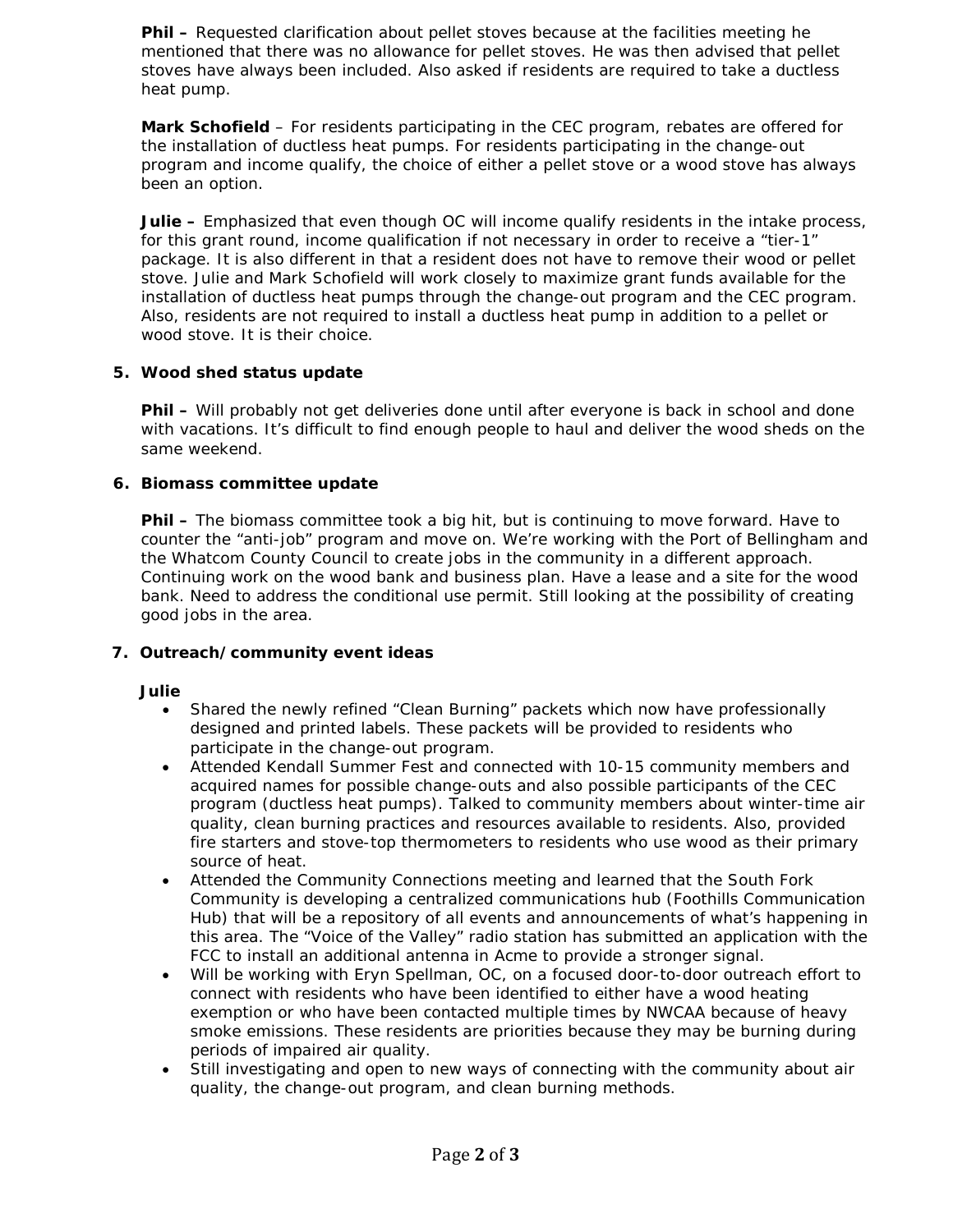**Phil –** Requested clarification about pellet stoves because at the facilities meeting he mentioned that there was no allowance for pellet stoves. He was then advised that pellet stoves have always been included. Also asked if residents are required to take a ductless heat pump.

**Mark Schofield** – For residents participating in the CEC program, rebates are offered for the installation of ductless heat pumps. For residents participating in the change-out program and income qualify, the choice of either a pellet stove or a wood stove has always been an option.

**Julie –** Emphasized that even though OC will income qualify residents in the intake process, for this grant round, income qualification if not necessary in order to receive a "tier-1" package. It is also different in that a resident does not have to remove their wood or pellet stove. Julie and Mark Schofield will work closely to maximize grant funds available for the installation of ductless heat pumps through the change-out program and the CEC program. Also, residents are not required to install a ductless heat pump in addition to a pellet or wood stove. It is their choice.

**5. Wood shed status update**

**Phil –** Will probably not get deliveries done until after everyone is back in school and done with vacations. It's difficult to find enough people to haul and deliver the wood sheds on the same weekend.

**6. Biomass committee update**

**Phil –** The biomass committee took a big hit, but is continuing to move forward. Have to counter the "anti-job" program and move on. We're working with the Port of Bellingham and the Whatcom County Council to create jobs in the community in a different approach. Continuing work on the wood bank and business plan. Have a lease and a site for the wood bank. Need to address the conditional use permit. Still looking at the possibility of creating good jobs in the area.

**7. Outreach/community event ideas**

**Julie**

- Shared the newly refined "Clean Burning" packets which now have professionally designed and printed labels. These packets will be provided to residents who participate in the change-out program.
- Attended Kendall Summer Fest and connected with 10-15 community members and acquired names for possible change-outs and also possible participants of the CEC program (ductless heat pumps). Talked to community members about winter-time air quality, clean burning practices and resources available to residents. Also, provided fire starters and stove-top thermometers to residents who use wood as their primary source of heat.
- Attended the Community Connections meeting and learned that the South Fork Community is developing a centralized communications hub (Foothills Communication Hub) that will be a repository of all events and announcements of what's happening in this area. The "Voice of the Valley" radio station has submitted an application with the FCC to install an additional antenna in Acme to provide a stronger signal.
- Will be working with Eryn Spellman, OC, on a focused door-to-door outreach effort to connect with residents who have been identified to either have a wood heating exemption or who have been contacted multiple times by NWCAA because of heavy smoke emissions. These residents are priorities because they may be burning during periods of impaired air quality.
- Still investigating and open to new ways of connecting with the community about air quality, the change-out program, and clean burning methods.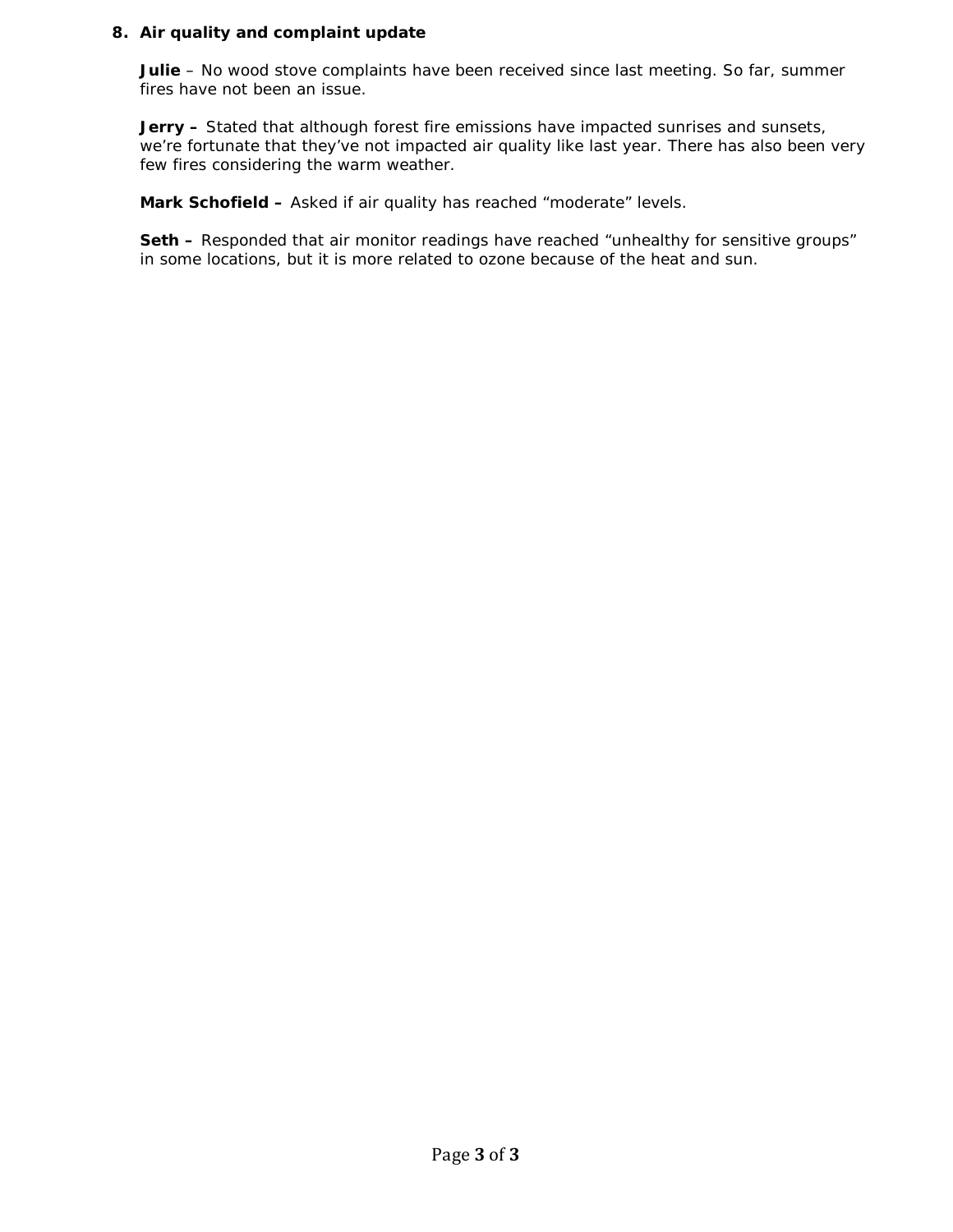8. **Air quality and complaint update**

**Julie** – No wood stove complaints have been received since last meeting. So far, summer fires have not been an issue.

**Jerry –** Stated that although forest fire emissions have impacted sunrises and sunsets, we're fortunate that they've not impacted air quality like last year. There has also been very few fires considering the warm weather.

**Mark Schofield –** Asked if air quality has reached "moderate" levels.

**Seth –** Responded that air monitor readings have reached "unhealthy for sensitive groups" in some locations, but it is more related to ozone because of the heat and sun.